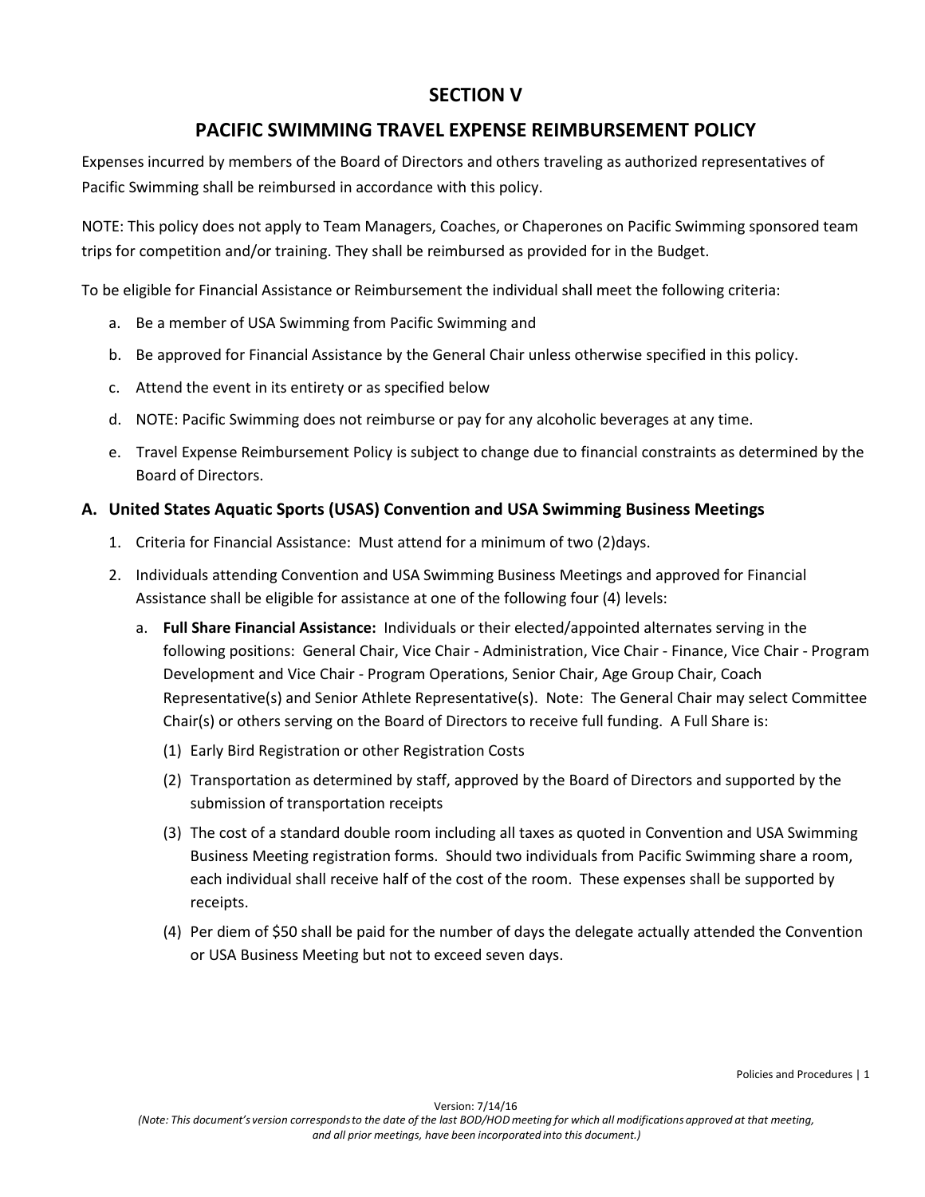# SECTION V

# PACIFIC SWIMMING TRAVEL EXPENSE REIMBURSEMENT POLICY

Expenses incurred by members of the Board of Directors and others traveling as authorized representatives of Pacific Swimming shall be reimbursed in accordance with this policy.

NOTE: This policy does not apply to Team Managers, Coaches, or Chaperones on Pacific Swimming sponsored team trips for competition and/or training. They shall be reimbursed as provided for in the Budget.

To be eligible for Financial Assistance or Reimbursement the individual shall meet the following criteria:

a. Be a member of USA Swimming from Pacific Swimming and

b. Be approved for Financial Assistance by the General Chair unless otherwise specified in this policy.

c. Attend the event in its entirety or as specified below

d. NOTE: Pacific Swimming does not reimburse or pay for any alcoholic beverages at any time.

e. Travel Expense Reimbursement Policy is subject to change due to financial constraints as determined by the Board of Directors.

## A. United States Aquatic Sports (USAS) Convention and USA Swimming Business Meetings

1. Criteria for Financial Assistance: Must attend for a minimum of two (2)days.

2. Individuals attending Convention and USA Swimming Business Meetings and approved for Financial Assistance shall be eligible for assistance at one of the following four (4) levels:

   a. **Full Share Financial Assistance:** Individuals or their elected/appointed alternates serving in the following positions: General Chair, Vice Chair - Administration, Vice Chair - Finance, Vice Chair - Program Development and Vice Chair - Program Operations, Senior Chair, Age Group Chair, Coach Representative(s) and Senior Athlete Representative(s). Note: The General Chair may select Committee Chair(s) or others serving on the Board of Directors to receive full funding. A Full Share is:

      (1) Early Bird Registration or other Registration Costs

      (2) Transportation as determined by staff, approved by the Board of Directors and supported by the submission of transportation receipts

      (3) The cost of a standard double room including all taxes as quoted in Convention and USA Swimming Business Meeting registration forms. Should two individuals from Pacific Swimming share a room, each individual shall receive half of the cost of the room. These expenses shall be supported by receipts.

      (4) Per diem of $50 shall be paid for the number of days the delegate actually attended the Convention or USA Business Meeting but not to exceed seven days.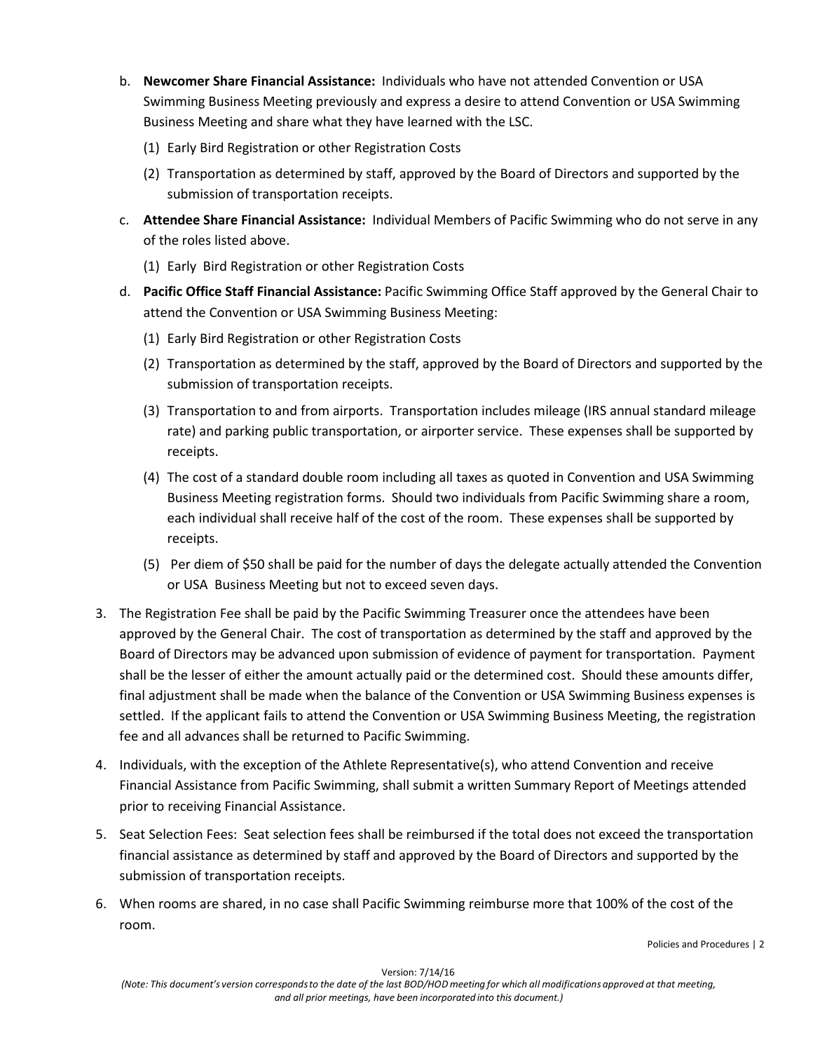b. **Newcomer Share Financial Assistance:** Individuals who have not attended Convention or USA Swimming Business Meeting previously and express a desire to attend Convention or USA Swimming Business Meeting and share what they have learned with the LSC.

   (1) Early Bird Registration or other Registration Costs

   (2) Transportation as determined by staff, approved by the Board of Directors and supported by the submission of transportation receipts.

c. **Attendee Share Financial Assistance:** Individual Members of Pacific Swimming who do not serve in any of the roles listed above.

   (1) Early Bird Registration or other Registration Costs

d. **Pacific Office Staff Financial Assistance:** Pacific Swimming Office Staff approved by the General Chair to attend the Convention or USA Swimming Business Meeting:

   (1) Early Bird Registration or other Registration Costs

   (2) Transportation as determined by the staff, approved by the Board of Directors and supported by the submission of transportation receipts.

   (3) Transportation to and from airports. Transportation includes mileage (IRS annual standard mileage rate) and parking public transportation, or airporter service. These expenses shall be supported by receipts.

   (4) The cost of a standard double room including all taxes as quoted in Convention and USA Swimming Business Meeting registration forms. Should two individuals from Pacific Swimming share a room, each individual shall receive half of the cost of the room. These expenses shall be supported by receipts.

   (5) Per diem of $50 shall be paid for the number of days the delegate actually attended the Convention or USA Business Meeting but not to exceed seven days.

3. The Registration Fee shall be paid by the Pacific Swimming Treasurer once the attendees have been approved by the General Chair. The cost of transportation as determined by the staff and approved by the Board of Directors may be advanced upon submission of evidence of payment for transportation. Payment shall be the lesser of either the amount actually paid or the determined cost. Should these amounts differ, final adjustment shall be made when the balance of the Convention or USA Swimming Business expenses is settled. If the applicant fails to attend the Convention or USA Swimming Business Meeting, the registration fee and all advances shall be returned to Pacific Swimming.

4. Individuals, with the exception of the Athlete Representative(s), who attend Convention and receive Financial Assistance from Pacific Swimming, shall submit a written Summary Report of Meetings attended prior to receiving Financial Assistance.

5. Seat Selection Fees: Seat selection fees shall be reimbursed if the total does not exceed the transportation financial assistance as determined by staff and approved by the Board of Directors and supported by the submission of transportation receipts.

6. When rooms are shared, in no case shall Pacific Swimming reimburse more that 100% of the cost of the room.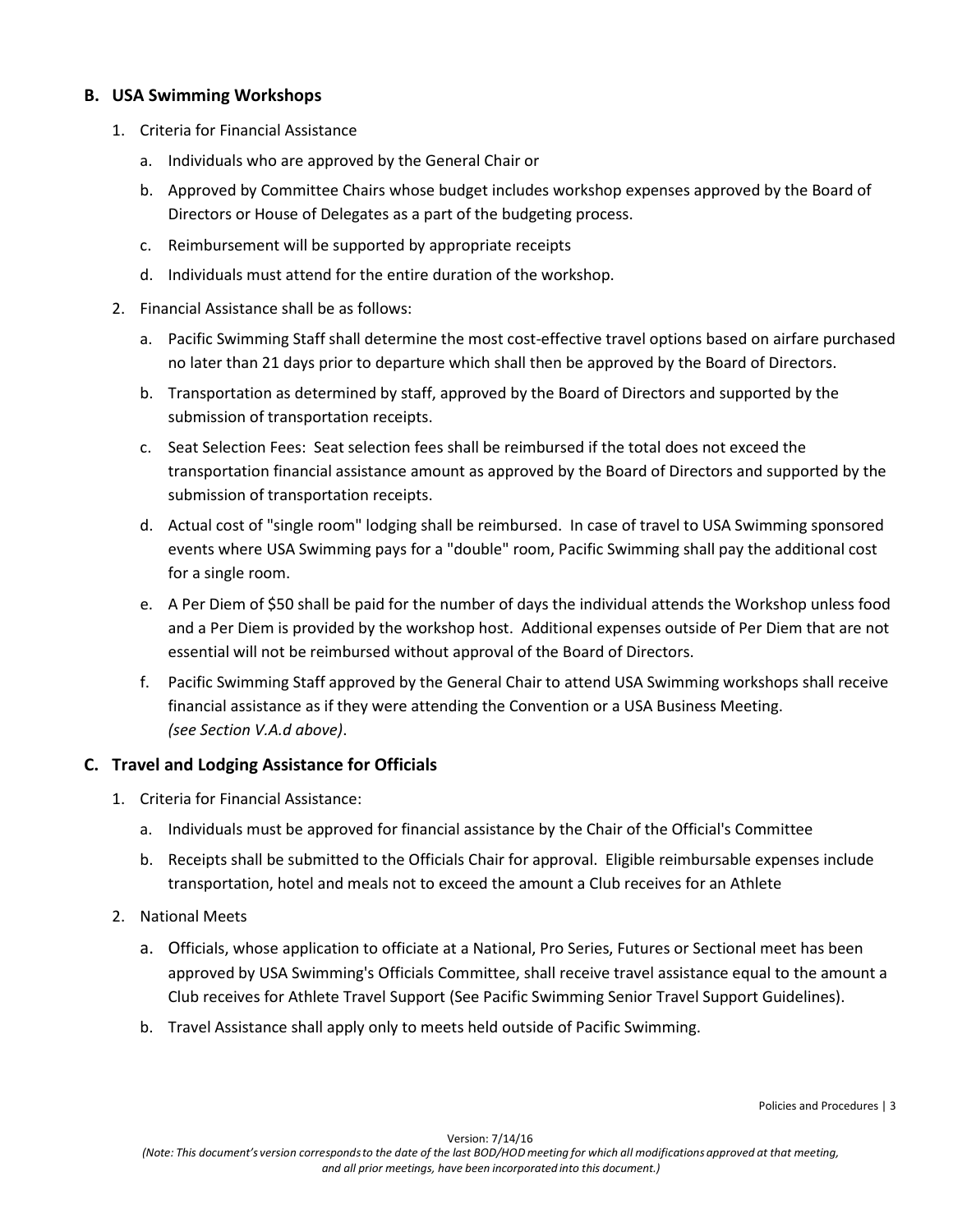### B. USA Swimming Workshops

1. Criteria for Financial Assistance
   a. Individuals who are approved by the General Chair or
   b. Approved by Committee Chairs whose budget includes workshop expenses approved by the Board of Directors or House of Delegates as a part of the budgeting process.
   c. Reimbursement will be supported by appropriate receipts
   d. Individuals must attend for the entire duration of the workshop.
2. Financial Assistance shall be as follows:
   a. Pacific Swimming Staff shall determine the most cost-effective travel options based on airfare purchased no later than 21 days prior to departure which shall then be approved by the Board of Directors.
   b. Transportation as determined by staff, approved by the Board of Directors and supported by the submission of transportation receipts.
   c. Seat Selection Fees: Seat selection fees shall be reimbursed if the total does not exceed the transportation financial assistance amount as approved by the Board of Directors and supported by the submission of transportation receipts.
   d. Actual cost of "single room" lodging shall be reimbursed. In case of travel to USA Swimming sponsored events where USA Swimming pays for a "double" room, Pacific Swimming shall pay the additional cost for a single room.
   e. A Per Diem of $50 shall be paid for the number of days the individual attends the Workshop unless food and a Per Diem is provided by the workshop host. Additional expenses outside of Per Diem that are not essential will not be reimbursed without approval of the Board of Directors.
   f. Pacific Swimming Staff approved by the General Chair to attend USA Swimming workshops shall receive financial assistance as if they were attending the Convention or a USA Business Meeting. *(see Section V.A.d above)*.

### C. Travel and Lodging Assistance for Officials

1. Criteria for Financial Assistance:
   a. Individuals must be approved for financial assistance by the Chair of the Official's Committee
   b. Receipts shall be submitted to the Officials Chair for approval. Eligible reimbursable expenses include transportation, hotel and meals not to exceed the amount a Club receives for an Athlete
2. National Meets
   a. Officials, whose application to officiate at a National, Pro Series, Futures or Sectional meet has been approved by USA Swimming's Officials Committee, shall receive travel assistance equal to the amount a Club receives for Athlete Travel Support (See Pacific Swimming Senior Travel Support Guidelines).
   b. Travel Assistance shall apply only to meets held outside of Pacific Swimming.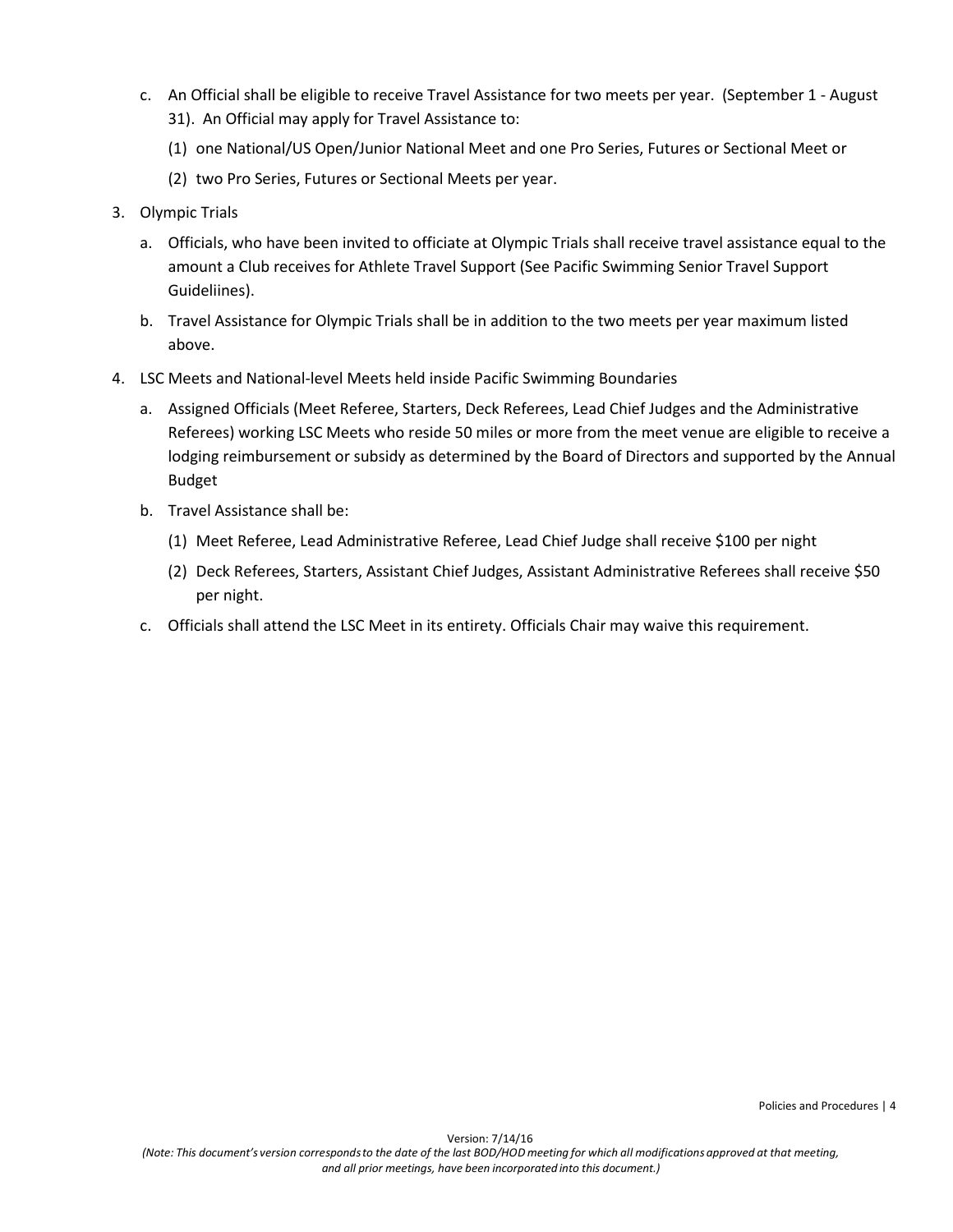c. An Official shall be eligible to receive Travel Assistance for two meets per year. (September 1 - August 31). An Official may apply for Travel Assistance to:

   (1) one National/US Open/Junior National Meet and one Pro Series, Futures or Sectional Meet or

   (2) two Pro Series, Futures or Sectional Meets per year.

3. Olympic Trials

   a. Officials, who have been invited to officiate at Olympic Trials shall receive travel assistance equal to the amount a Club receives for Athlete Travel Support (See Pacific Swimming Senior Travel Support Guideliines).

   b. Travel Assistance for Olympic Trials shall be in addition to the two meets per year maximum listed above.

4. LSC Meets and National-level Meets held inside Pacific Swimming Boundaries

   a. Assigned Officials (Meet Referee, Starters, Deck Referees, Lead Chief Judges and the Administrative Referees) working LSC Meets who reside 50 miles or more from the meet venue are eligible to receive a lodging reimbursement or subsidy as determined by the Board of Directors and supported by the Annual Budget

   b. Travel Assistance shall be:

      (1) Meet Referee, Lead Administrative Referee, Lead Chief Judge shall receive $100 per night

      (2) Deck Referees, Starters, Assistant Chief Judges, Assistant Administrative Referees shall receive $50 per night.

   c. Officials shall attend the LSC Meet in its entirety. Officials Chair may waive this requirement.

Version: 7/14/16

*(Note: This document's version corresponds to the date of the last BOD/HOD meeting for which all modifications approved at that meeting, and all prior meetings, have been incorporated into this document.)*